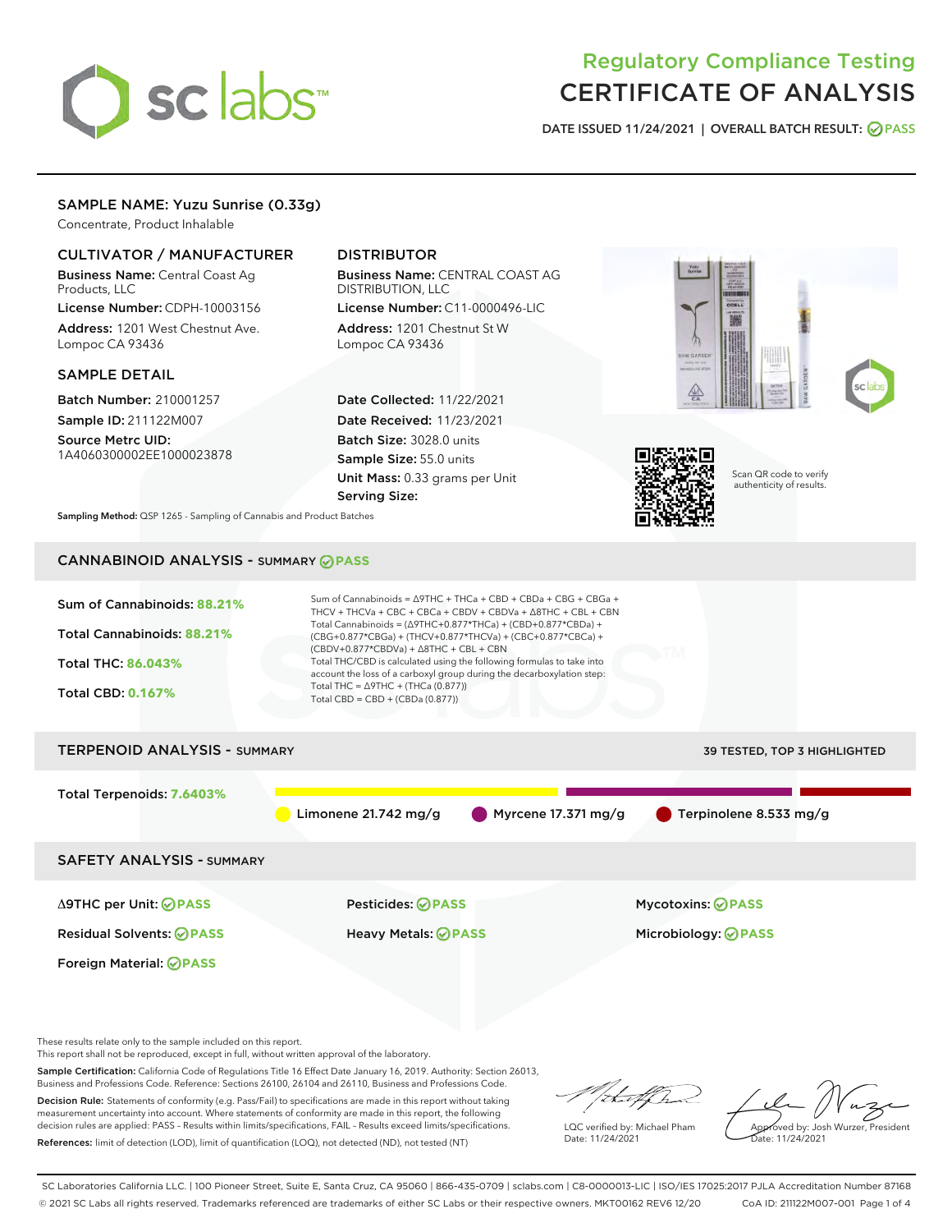# Regulatory Compliance Testing
# CERTIFICATE OF ANALYSIS

DATE ISSUED 11/24/2021 | OVERALL BATCH RESULT: PASS

## SAMPLE NAME: Yuzu Sunrise (0.33g)

Concentrate, Product Inhalable

### CULTIVATOR / MANUFACTURER

**Business Name:** Central Coast Ag Products, LLC

**License Number:** CDPH-10003156

**Address:** 1201 West Chestnut Ave. Lompoc CA 93436

### DISTRIBUTOR

**Business Name:** CENTRAL COAST AG DISTRIBUTION, LLC

**License Number:** C11-0000496-LIC

**Address:** 1201 Chestnut St W Lompoc CA 93436

### SAMPLE DETAIL

**Batch Number:** 210001257

**Sample ID:** 211122M007

**Source Metrc UID:** 1A4060300002EE1000023878

**Date Collected:** 11/22/2021

**Date Received:** 11/23/2021

**Batch Size:** 3028.0 units

**Sample Size:** 55.0 units

**Unit Mass:** 0.33 grams per Unit

**Serving Size:**

Scan QR code to verify authenticity of results.

**Sampling Method:** QSP 1265 - Sampling of Cannabis and Product Batches

## CANNABINOID ANALYSIS - SUMMARY PASS

**Sum of Cannabinoids:** 88.21%

**Total Cannabinoids:** 88.21%

**Total THC:** 86.043%

**Total CBD:** 0.167%

Sum of Cannabinoids = Δ9THC + THCa + CBD + CBDa + CBG + CBGa + THCV + THCVa + CBC + CBCa + CBDV + CBDVa + Δ8THC + CBL + CBN

Total Cannabinoids = (Δ9THC+0.877*THCa) + (CBD+0.877*CBDa) + (CBG+0.877*CBGa) + (THCV+0.877*THCVa) + (CBC+0.877*CBCa) + (CBDV+0.877*CBDVa) + Δ8THC + CBL + CBN

Total THC/CBD is calculated using the following formulas to take into account the loss of a carboxyl group during the decarboxylation step:

Total THC = Δ9THC + (THCa (0.877))

Total CBD = CBD + (CBDa (0.877))

## TERPENOID ANALYSIS - SUMMARY

39 TESTED, TOP 3 HIGHLIGHTED

**Total Terpenoids:** 7.6403%

Limonene 21.742 mg/g | Myrcene 17.371 mg/g | Terpinolene 8.533 mg/g

## SAFETY ANALYSIS - SUMMARY

| | | |
|---|---|---|
| Δ9THC per Unit: PASS | Pesticides: PASS | Mycotoxins: PASS |
| Residual Solvents: PASS | Heavy Metals: PASS | Microbiology: PASS |
| Foreign Material: PASS | | |

These results relate only to the sample included on this report.
This report shall not be reproduced, except in full, without written approval of the laboratory.

**Sample Certification:** California Code of Regulations Title 16 Effect Date January 16, 2019. Authority: Section 26013, Business and Professions Code. Reference: Sections 26100, 26104 and 26110, Business and Professions Code.

**Decision Rule:** Statements of conformity (e.g. Pass/Fail) to specifications are made in this report without taking measurement uncertainty into account. Where statements of conformity are made in this report, the following decision rules are applied: PASS – Results within limits/specifications, FAIL – Results exceed limits/specifications.

**References:** limit of detection (LOD), limit of quantification (LOQ), not detected (ND), not tested (NT)

LQC verified by: Michael Pham
Date: 11/24/2021

Approved by: Josh Wurzer, President
Date: 11/24/2021

SC Laboratories California LLC. | 100 Pioneer Street, Suite E, Santa Cruz, CA 95060 | 866-435-0709 | sclabs.com | C8-0000013-LIC | ISO/IES 17025:2017 PJLA Accreditation Number 87168
© 2021 SC Labs all rights reserved. Trademarks referenced are trademarks of either SC Labs or their respective owners. MKT00162 REV6 12/20 CoA ID: 211122M007-001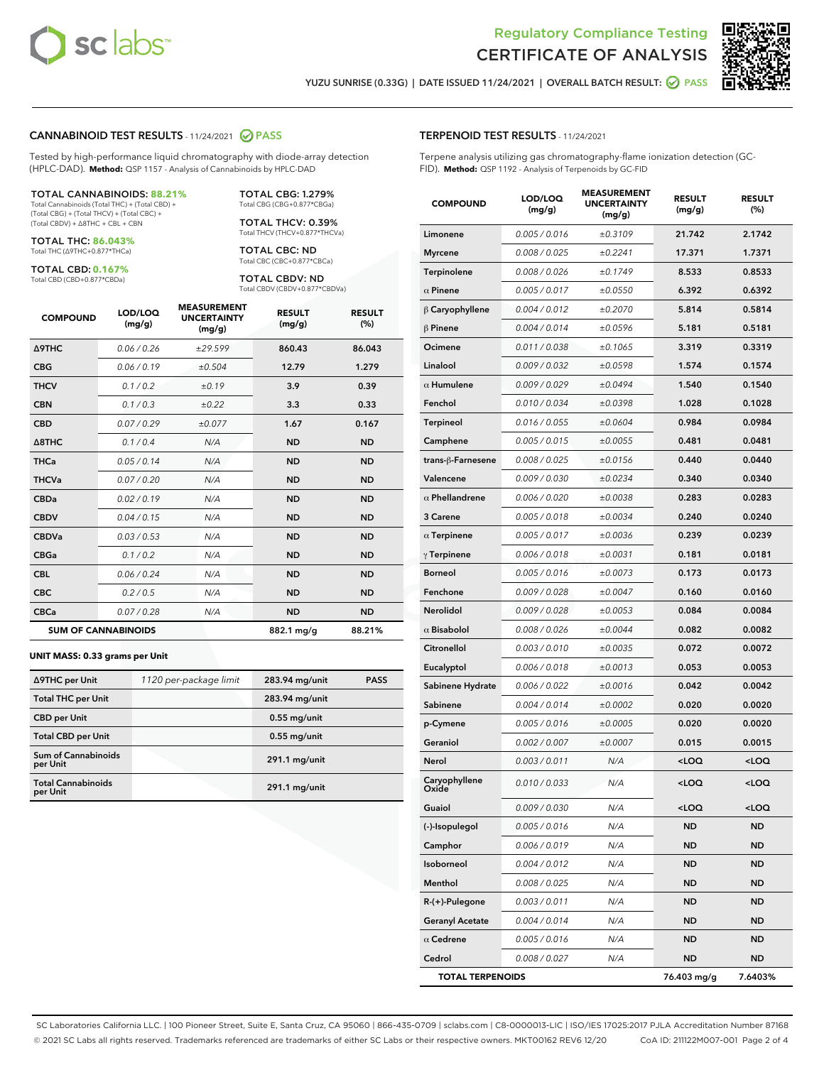Regulatory Compliance Testing
# CERTIFICATE OF ANALYSIS

YUZU SUNRISE (0.33G) | DATE ISSUED 11/24/2021 | OVERALL BATCH RESULT: PASS

## CANNABINOID TEST RESULTS - 11/24/2021 PASS

Tested by high-performance liquid chromatography with diode-array detection (HPLC-DAD). **Method:** QSP 1157 - Analysis of Cannabinoids by HPLC-DAD

**TOTAL CANNABINOIDS: 88.21%**
Total Cannabinoids (Total THC) + (Total CBD) + (Total CBG) + (Total THCV) + (Total CBC) + (Total CBDV) + Δ8THC + CBL + CBN

**TOTAL THC: 86.043%**
Total THC (Δ9THC+0.877*THCa)

**TOTAL CBD: 0.167%**
Total CBD (CBD+0.877*CBDa)

**TOTAL CBG: 1.279%**
Total CBG (CBG+0.877*CBGa)

**TOTAL THCV: 0.39%**
Total THCV (THCV+0.877*THCVa)

**TOTAL CBC: ND**
Total CBC (CBC+0.877*CBCa)

**TOTAL CBDV: ND**
Total CBDV (CBDV+0.877*CBDVa)

| COMPOUND | LOD/LOQ (mg/g) | MEASUREMENT UNCERTAINTY (mg/g) | RESULT (mg/g) | RESULT (%) |
|---|---|---|---|---|
| Δ9THC | 0.06 / 0.26 | ±29.599 | 860.43 | 86.043 |
| CBG | 0.06 / 0.19 | ±0.504 | 12.79 | 1.279 |
| THCV | 0.1 / 0.2 | ±0.19 | 3.9 | 0.39 |
| CBN | 0.1 / 0.3 | ±0.22 | 3.3 | 0.33 |
| CBD | 0.07 / 0.29 | ±0.077 | 1.67 | 0.167 |
| Δ8THC | 0.1 / 0.4 | N/A | ND | ND |
| THCa | 0.05 / 0.14 | N/A | ND | ND |
| THCVa | 0.07 / 0.20 | N/A | ND | ND |
| CBDa | 0.02 / 0.19 | N/A | ND | ND |
| CBDV | 0.04 / 0.15 | N/A | ND | ND |
| CBDVa | 0.03 / 0.53 | N/A | ND | ND |
| CBGa | 0.1 / 0.2 | N/A | ND | ND |
| CBL | 0.06 / 0.24 | N/A | ND | ND |
| CBC | 0.2 / 0.5 | N/A | ND | ND |
| CBCa | 0.07 / 0.28 | N/A | ND | ND |
| **SUM OF CANNABINOIDS** | | | 882.1 mg/g | 88.21% |

**UNIT MASS: 0.33 grams per Unit**

| | | | |
|---|---|---|---|
| Δ9THC per Unit | 1120 per-package limit | 283.94 mg/unit | PASS |
| Total THC per Unit | | 283.94 mg/unit | |
| CBD per Unit | | 0.55 mg/unit | |
| Total CBD per Unit | | 0.55 mg/unit | |
| Sum of Cannabinoids per Unit | | 291.1 mg/unit | |
| Total Cannabinoids per Unit | | 291.1 mg/unit | |

## TERPENOID TEST RESULTS - 11/24/2021

Terpene analysis utilizing gas chromatography-flame ionization detection (GC-FID). **Method:** QSP 1192 - Analysis of Terpenoids by GC-FID

| COMPOUND | LOD/LOQ (mg/g) | MEASUREMENT UNCERTAINTY (mg/g) | RESULT (mg/g) | RESULT (%) |
|---|---|---|---|---|
| Limonene | 0.005 / 0.016 | ±0.3109 | 21.742 | 2.1742 |
| Myrcene | 0.008 / 0.025 | ±0.2241 | 17.371 | 1.7371 |
| Terpinolene | 0.008 / 0.026 | ±0.1749 | 8.533 | 0.8533 |
| α Pinene | 0.005 / 0.017 | ±0.0550 | 6.392 | 0.6392 |
| β Caryophyllene | 0.004 / 0.012 | ±0.2070 | 5.814 | 0.5814 |
| β Pinene | 0.004 / 0.014 | ±0.0596 | 5.181 | 0.5181 |
| Ocimene | 0.011 / 0.038 | ±0.1065 | 3.319 | 0.3319 |
| Linalool | 0.009 / 0.032 | ±0.0598 | 1.574 | 0.1574 |
| α Humulene | 0.009 / 0.029 | ±0.0494 | 1.540 | 0.1540 |
| Fenchol | 0.010 / 0.034 | ±0.0398 | 1.028 | 0.1028 |
| Terpineol | 0.016 / 0.055 | ±0.0604 | 0.984 | 0.0984 |
| Camphene | 0.005 / 0.015 | ±0.0055 | 0.481 | 0.0481 |
| trans-β-Farnesene | 0.008 / 0.025 | ±0.0156 | 0.440 | 0.0440 |
| Valencene | 0.009 / 0.030 | ±0.0234 | 0.340 | 0.0340 |
| α Phellandrene | 0.006 / 0.020 | ±0.0038 | 0.283 | 0.0283 |
| 3 Carene | 0.005 / 0.018 | ±0.0034 | 0.240 | 0.0240 |
| α Terpinene | 0.005 / 0.017 | ±0.0036 | 0.239 | 0.0239 |
| γ Terpinene | 0.006 / 0.018 | ±0.0031 | 0.181 | 0.0181 |
| Borneol | 0.005 / 0.016 | ±0.0073 | 0.173 | 0.0173 |
| Fenchone | 0.009 / 0.028 | ±0.0047 | 0.160 | 0.0160 |
| Nerolidol | 0.009 / 0.028 | ±0.0053 | 0.084 | 0.0084 |
| α Bisabolol | 0.008 / 0.026 | ±0.0044 | 0.082 | 0.0082 |
| Citronellol | 0.003 / 0.010 | ±0.0035 | 0.072 | 0.0072 |
| Eucalyptol | 0.006 / 0.018 | ±0.0013 | 0.053 | 0.0053 |
| Sabinene Hydrate | 0.006 / 0.022 | ±0.0016 | 0.042 | 0.0042 |
| Sabinene | 0.004 / 0.014 | ±0.0002 | 0.020 | 0.0020 |
| p-Cymene | 0.005 / 0.016 | ±0.0005 | 0.020 | 0.0020 |
| Geraniol | 0.002 / 0.007 | ±0.0007 | 0.015 | 0.0015 |
| Nerol | 0.003 / 0.011 | N/A | <LOQ | <LOQ |
| Caryophyllene Oxide | 0.010 / 0.033 | N/A | <LOQ | <LOQ |
| Guaiol | 0.009 / 0.030 | N/A | <LOQ | <LOQ |
| (-)-Isopulegol | 0.005 / 0.016 | N/A | ND | ND |
| Camphor | 0.006 / 0.019 | N/A | ND | ND |
| Isoborneol | 0.004 / 0.012 | N/A | ND | ND |
| Menthol | 0.008 / 0.025 | N/A | ND | ND |
| R-(+)-Pulegone | 0.003 / 0.011 | N/A | ND | ND |
| Geranyl Acetate | 0.004 / 0.014 | N/A | ND | ND |
| α Cedrene | 0.005 / 0.016 | N/A | ND | ND |
| Cedrol | 0.008 / 0.027 | N/A | ND | ND |
| **TOTAL TERPENOIDS** | | | 76.403 mg/g | 7.6403% |

SC Laboratories California LLC. | 100 Pioneer Street, Suite E, Santa Cruz, CA 95060 | 866-435-0709 | sclabs.com | C8-0000013-LIC | ISO/IES 17025:2017 PJLA Accreditation Number 87168
© 2021 SC Labs all rights reserved. Trademarks referenced are trademarks of either SC Labs or their respective owners. MKT00162 REV6 12/20 CoA ID: 211122M007-001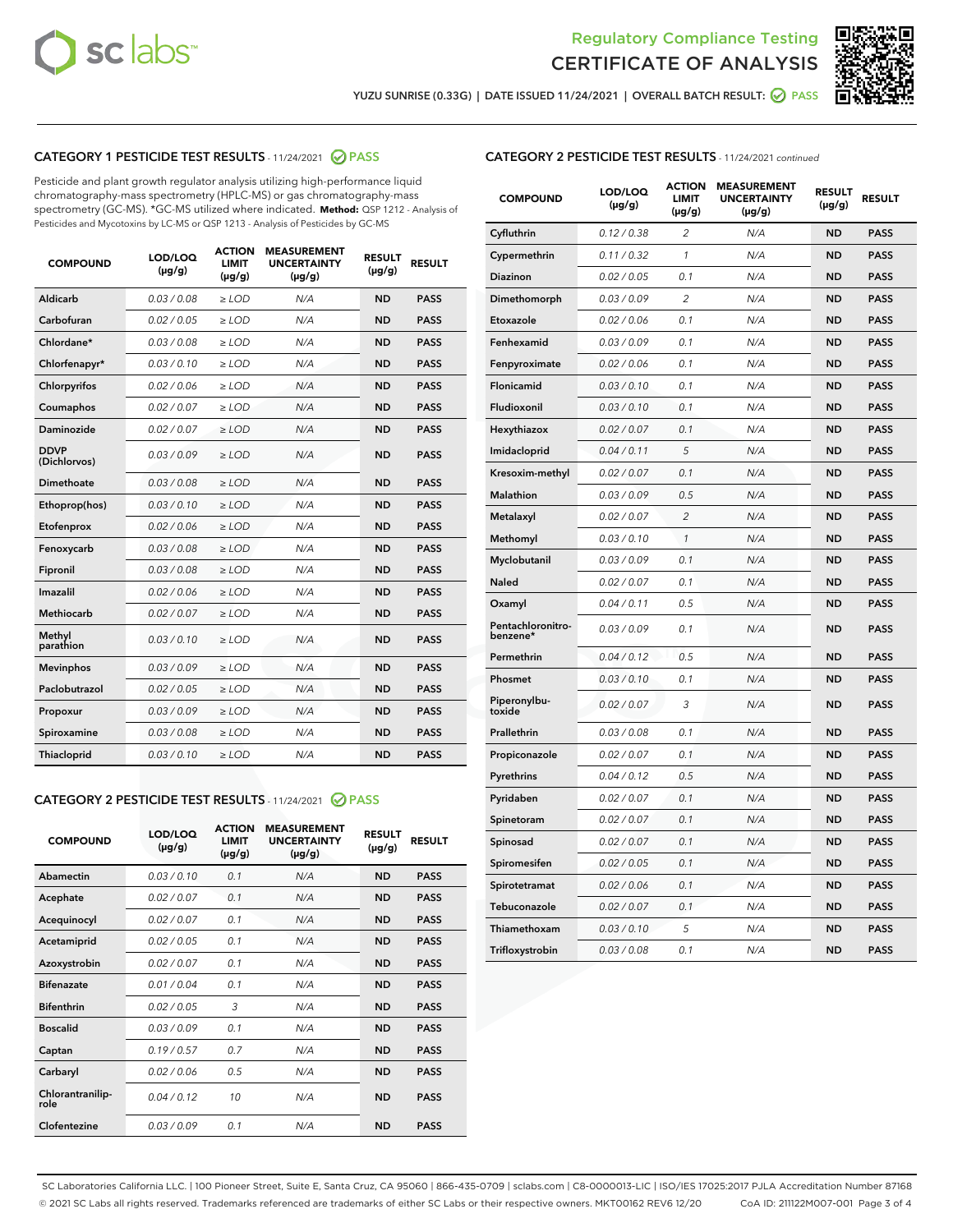Regulatory Compliance Testing
CERTIFICATE OF ANALYSIS

YUZU SUNRISE (0.33G) | DATE ISSUED 11/24/2021 | OVERALL BATCH RESULT: PASS

## CATEGORY 1 PESTICIDE TEST RESULTS - 11/24/2021 PASS

Pesticide and plant growth regulator analysis utilizing high-performance liquid chromatography-mass spectrometry (HPLC-MS) or gas chromatography-mass spectrometry (GC-MS). *GC-MS utilized where indicated. **Method:** QSP 1212 - Analysis of Pesticides and Mycotoxins by LC-MS or QSP 1213 - Analysis of Pesticides by GC-MS

| COMPOUND | LOD/LOQ (µg/g) | ACTION LIMIT (µg/g) | MEASUREMENT UNCERTAINTY (µg/g) | RESULT (µg/g) | RESULT |
|---|---|---|---|---|---|
| Aldicarb | 0.03 / 0.08 | ≥ LOD | N/A | ND | PASS |
| Carbofuran | 0.02 / 0.05 | ≥ LOD | N/A | ND | PASS |
| Chlordane* | 0.03 / 0.08 | ≥ LOD | N/A | ND | PASS |
| Chlorfenapyr* | 0.03 / 0.10 | ≥ LOD | N/A | ND | PASS |
| Chlorpyrifos | 0.02 / 0.06 | ≥ LOD | N/A | ND | PASS |
| Coumaphos | 0.02 / 0.07 | ≥ LOD | N/A | ND | PASS |
| Daminozide | 0.02 / 0.07 | ≥ LOD | N/A | ND | PASS |
| DDVP (Dichlorvos) | 0.03 / 0.09 | ≥ LOD | N/A | ND | PASS |
| Dimethoate | 0.03 / 0.08 | ≥ LOD | N/A | ND | PASS |
| Ethoprop(hos) | 0.03 / 0.10 | ≥ LOD | N/A | ND | PASS |
| Etofenprox | 0.02 / 0.06 | ≥ LOD | N/A | ND | PASS |
| Fenoxycarb | 0.03 / 0.08 | ≥ LOD | N/A | ND | PASS |
| Fipronil | 0.03 / 0.08 | ≥ LOD | N/A | ND | PASS |
| Imazalil | 0.02 / 0.06 | ≥ LOD | N/A | ND | PASS |
| Methiocarb | 0.02 / 0.07 | ≥ LOD | N/A | ND | PASS |
| Methyl parathion | 0.03 / 0.10 | ≥ LOD | N/A | ND | PASS |
| Mevinphos | 0.03 / 0.09 | ≥ LOD | N/A | ND | PASS |
| Paclobutrazol | 0.02 / 0.05 | ≥ LOD | N/A | ND | PASS |
| Propoxur | 0.03 / 0.09 | ≥ LOD | N/A | ND | PASS |
| Spiroxamine | 0.03 / 0.08 | ≥ LOD | N/A | ND | PASS |
| Thiacloprid | 0.03 / 0.10 | ≥ LOD | N/A | ND | PASS |

## CATEGORY 2 PESTICIDE TEST RESULTS - 11/24/2021 PASS

| COMPOUND | LOD/LOQ (µg/g) | ACTION LIMIT (µg/g) | MEASUREMENT UNCERTAINTY (µg/g) | RESULT (µg/g) | RESULT |
|---|---|---|---|---|---|
| Abamectin | 0.03 / 0.10 | 0.1 | N/A | ND | PASS |
| Acephate | 0.02 / 0.07 | 0.1 | N/A | ND | PASS |
| Acequinocyl | 0.02 / 0.07 | 0.1 | N/A | ND | PASS |
| Acetamiprid | 0.02 / 0.05 | 0.1 | N/A | ND | PASS |
| Azoxystrobin | 0.02 / 0.07 | 0.1 | N/A | ND | PASS |
| Bifenazate | 0.01 / 0.04 | 0.1 | N/A | ND | PASS |
| Bifenthrin | 0.02 / 0.05 | 3 | N/A | ND | PASS |
| Boscalid | 0.03 / 0.09 | 0.1 | N/A | ND | PASS |
| Captan | 0.19 / 0.57 | 0.7 | N/A | ND | PASS |
| Carbaryl | 0.02 / 0.06 | 0.5 | N/A | ND | PASS |
| Chlorantraniliprole | 0.04 / 0.12 | 10 | N/A | ND | PASS |
| Clofentezine | 0.03 / 0.09 | 0.1 | N/A | ND | PASS |
| Cyfluthrin | 0.12 / 0.38 | 2 | N/A | ND | PASS |
| Cypermethrin | 0.11 / 0.32 | 1 | N/A | ND | PASS |
| Diazinon | 0.02 / 0.05 | 0.1 | N/A | ND | PASS |
| Dimethomorph | 0.03 / 0.09 | 2 | N/A | ND | PASS |
| Etoxazole | 0.02 / 0.06 | 0.1 | N/A | ND | PASS |
| Fenhexamid | 0.03 / 0.09 | 0.1 | N/A | ND | PASS |
| Fenpyroximate | 0.02 / 0.06 | 0.1 | N/A | ND | PASS |
| Flonicamid | 0.03 / 0.10 | 0.1 | N/A | ND | PASS |
| Fludioxonil | 0.03 / 0.10 | 0.1 | N/A | ND | PASS |
| Hexythiazox | 0.02 / 0.07 | 0.1 | N/A | ND | PASS |
| Imidacloprid | 0.04 / 0.11 | 5 | N/A | ND | PASS |
| Kresoxim-methyl | 0.02 / 0.07 | 0.1 | N/A | ND | PASS |
| Malathion | 0.03 / 0.09 | 0.5 | N/A | ND | PASS |
| Metalaxyl | 0.02 / 0.07 | 2 | N/A | ND | PASS |
| Methomyl | 0.03 / 0.10 | 1 | N/A | ND | PASS |
| Myclobutanil | 0.03 / 0.09 | 0.1 | N/A | ND | PASS |
| Naled | 0.02 / 0.07 | 0.1 | N/A | ND | PASS |
| Oxamyl | 0.04 / 0.11 | 0.5 | N/A | ND | PASS |
| Pentachloronitrobenzene* | 0.03 / 0.09 | 0.1 | N/A | ND | PASS |
| Permethrin | 0.04 / 0.12 | 0.5 | N/A | ND | PASS |
| Phosmet | 0.03 / 0.10 | 0.1 | N/A | ND | PASS |
| Piperonylbutoxide | 0.02 / 0.07 | 3 | N/A | ND | PASS |
| Prallethrin | 0.03 / 0.08 | 0.1 | N/A | ND | PASS |
| Propiconazole | 0.02 / 0.07 | 0.1 | N/A | ND | PASS |
| Pyrethrins | 0.04 / 0.12 | 0.5 | N/A | ND | PASS |
| Pyridaben | 0.02 / 0.07 | 0.1 | N/A | ND | PASS |
| Spinetoram | 0.02 / 0.07 | 0.1 | N/A | ND | PASS |
| Spinosad | 0.02 / 0.07 | 0.1 | N/A | ND | PASS |
| Spiromesifen | 0.02 / 0.05 | 0.1 | N/A | ND | PASS |
| Spirotetramat | 0.02 / 0.06 | 0.1 | N/A | ND | PASS |
| Tebuconazole | 0.02 / 0.07 | 0.1 | N/A | ND | PASS |
| Thiamethoxam | 0.03 / 0.10 | 5 | N/A | ND | PASS |
| Trifloxystrobin | 0.03 / 0.08 | 0.1 | N/A | ND | PASS |

SC Laboratories California LLC. | 100 Pioneer Street, Suite E, Santa Cruz, CA 95060 | 866-435-0709 | sclabs.com | C8-0000013-LIC | ISO/IES 17025:2017 PJLA Accreditation Number 87168
© 2021 SC Labs all rights reserved. Trademarks referenced are trademarks of either SC Labs or their respective owners. MKT00162 REV6 12/20 CoA ID: 211122M007-001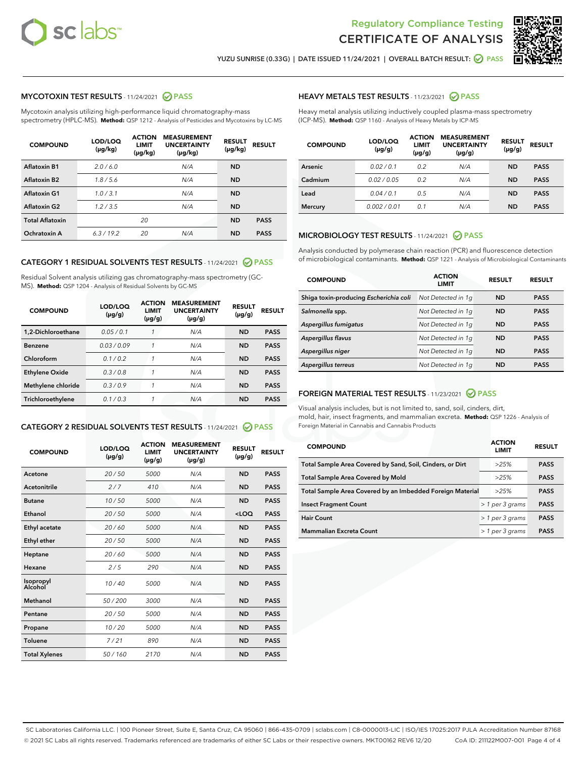Regulatory Compliance Testing
CERTIFICATE OF ANALYSIS

YUZU SUNRISE (0.33G) | DATE ISSUED 11/24/2021 | OVERALL BATCH RESULT: PASS

## MYCOTOXIN TEST RESULTS - 11/24/2021 PASS

Mycotoxin analysis utilizing high-performance liquid chromatography-mass spectrometry (HPLC-MS). **Method:** QSP 1212 - Analysis of Pesticides and Mycotoxins by LC-MS

| COMPOUND | LOD/LOQ (µg/kg) | ACTION LIMIT (µg/kg) | MEASUREMENT UNCERTAINTY (µg/kg) | RESULT (µg/kg) | RESULT |
|---|---|---|---|---|---|
| Aflatoxin B1 | 2.0 / 6.0 | | N/A | ND | |
| Aflatoxin B2 | 1.8 / 5.6 | | N/A | ND | |
| Aflatoxin G1 | 1.0 / 3.1 | | N/A | ND | |
| Aflatoxin G2 | 1.2 / 3.5 | | N/A | ND | |
| Total Aflatoxin | | 20 | | ND | PASS |
| Ochratoxin A | 6.3 / 19.2 | 20 | N/A | ND | PASS |

## CATEGORY 1 RESIDUAL SOLVENTS TEST RESULTS - 11/24/2021 PASS

Residual Solvent analysis utilizing gas chromatography-mass spectrometry (GC-MS). **Method:** QSP 1204 - Analysis of Residual Solvents by GC-MS

| COMPOUND | LOD/LOQ (µg/g) | ACTION LIMIT (µg/g) | MEASUREMENT UNCERTAINTY (µg/g) | RESULT (µg/g) | RESULT |
|---|---|---|---|---|---|
| 1,2-Dichloroethane | 0.05 / 0.1 | 1 | N/A | ND | PASS |
| Benzene | 0.03 / 0.09 | 1 | N/A | ND | PASS |
| Chloroform | 0.1 / 0.2 | 1 | N/A | ND | PASS |
| Ethylene Oxide | 0.3 / 0.8 | 1 | N/A | ND | PASS |
| Methylene chloride | 0.3 / 0.9 | 1 | N/A | ND | PASS |
| Trichloroethylene | 0.1 / 0.3 | 1 | N/A | ND | PASS |

## CATEGORY 2 RESIDUAL SOLVENTS TEST RESULTS - 11/24/2021 PASS

| COMPOUND | LOD/LOQ (µg/g) | ACTION LIMIT (µg/g) | MEASUREMENT UNCERTAINTY (µg/g) | RESULT (µg/g) | RESULT |
|---|---|---|---|---|---|
| Acetone | 20 / 50 | 5000 | N/A | ND | PASS |
| Acetonitrile | 2 / 7 | 410 | N/A | ND | PASS |
| Butane | 10 / 50 | 5000 | N/A | ND | PASS |
| Ethanol | 20 / 50 | 5000 | N/A | <LOQ | PASS |
| Ethyl acetate | 20 / 60 | 5000 | N/A | ND | PASS |
| Ethyl ether | 20 / 50 | 5000 | N/A | ND | PASS |
| Heptane | 20 / 60 | 5000 | N/A | ND | PASS |
| Hexane | 2 / 5 | 290 | N/A | ND | PASS |
| Isopropyl Alcohol | 10 / 40 | 5000 | N/A | ND | PASS |
| Methanol | 50 / 200 | 3000 | N/A | ND | PASS |
| Pentane | 20 / 50 | 5000 | N/A | ND | PASS |
| Propane | 10 / 20 | 5000 | N/A | ND | PASS |
| Toluene | 7 / 21 | 890 | N/A | ND | PASS |
| Total Xylenes | 50 / 160 | 2170 | N/A | ND | PASS |

## HEAVY METALS TEST RESULTS - 11/23/2021 PASS

Heavy metal analysis utilizing inductively coupled plasma-mass spectrometry (ICP-MS). **Method:** QSP 1160 - Analysis of Heavy Metals by ICP-MS

| COMPOUND | LOD/LOQ (µg/g) | ACTION LIMIT (µg/g) | MEASUREMENT UNCERTAINTY (µg/g) | RESULT (µg/g) | RESULT |
|---|---|---|---|---|---|
| Arsenic | 0.02 / 0.1 | 0.2 | N/A | ND | PASS |
| Cadmium | 0.02 / 0.05 | 0.2 | N/A | ND | PASS |
| Lead | 0.04 / 0.1 | 0.5 | N/A | ND | PASS |
| Mercury | 0.002 / 0.01 | 0.1 | N/A | ND | PASS |

## MICROBIOLOGY TEST RESULTS - 11/24/2021 PASS

Analysis conducted by polymerase chain reaction (PCR) and fluorescence detection of microbiological contaminants. **Method:** QSP 1221 - Analysis of Microbiological Contaminants

| COMPOUND | ACTION LIMIT | RESULT | RESULT |
|---|---|---|---|
| Shiga toxin-producing *Escherichia coli* | Not Detected in 1g | ND | PASS |
| *Salmonella* spp. | Not Detected in 1g | ND | PASS |
| *Aspergillus fumigatus* | Not Detected in 1g | ND | PASS |
| *Aspergillus flavus* | Not Detected in 1g | ND | PASS |
| *Aspergillus niger* | Not Detected in 1g | ND | PASS |
| *Aspergillus terreus* | Not Detected in 1g | ND | PASS |

## FOREIGN MATERIAL TEST RESULTS - 11/23/2021 PASS

Visual analysis includes, but is not limited to, sand, soil, cinders, dirt, mold, hair, insect fragments, and mammalian excreta. **Method:** QSP 1226 - Analysis of Foreign Material in Cannabis and Cannabis Products

| COMPOUND | ACTION LIMIT | RESULT |
|---|---|---|
| Total Sample Area Covered by Sand, Soil, Cinders, or Dirt | >25% | PASS |
| Total Sample Area Covered by Mold | >25% | PASS |
| Total Sample Area Covered by an Imbedded Foreign Material | >25% | PASS |
| Insect Fragment Count | > 1 per 3 grams | PASS |
| Hair Count | > 1 per 3 grams | PASS |
| Mammalian Excreta Count | > 1 per 3 grams | PASS |

SC Laboratories California LLC. | 100 Pioneer Street, Suite E, Santa Cruz, CA 95060 | 866-435-0709 | sclabs.com | C8-0000013-LIC | ISO/IES 17025:2017 PJLA Accreditation Number 87168
© 2021 SC Labs all rights reserved. Trademarks referenced are trademarks of either SC Labs or their respective owners. MKT00162 REV6 12/20 CoA ID: 211122M007-001